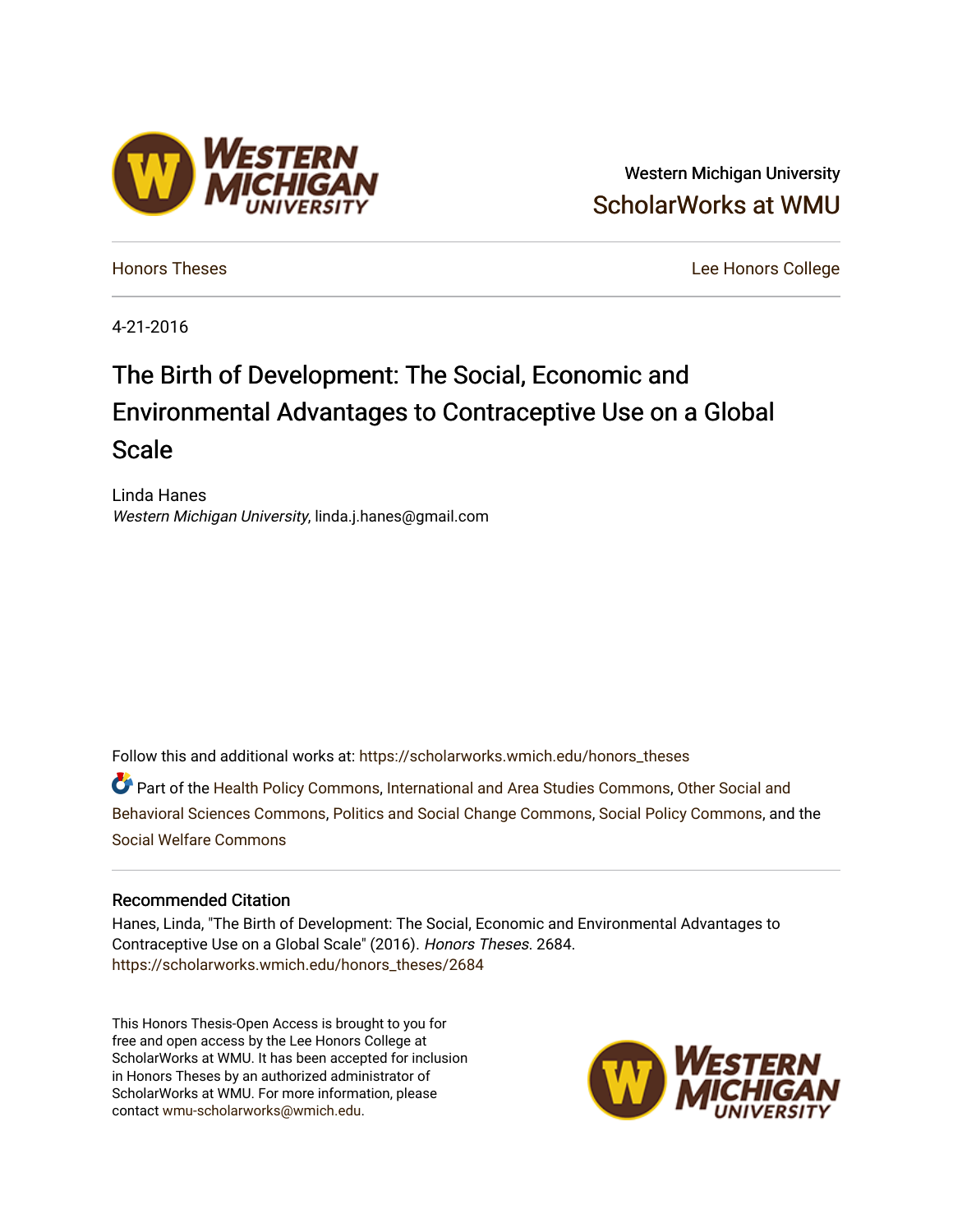Western Michigan University

ScholarWorks at WMU

Honors Theses

Lee Honors College

4-21-2016

# The Birth of Development: The Social, Economic and Environmental Advantages to Contraceptive Use on a Global Scale

Linda Hanes
*Western Michigan University*, linda.j.hanes@gmail.com

Follow this and additional works at: https://scholarworks.wmich.edu/honors_theses

Part of the Health Policy Commons, International and Area Studies Commons, Other Social and Behavioral Sciences Commons, Politics and Social Change Commons, Social Policy Commons, and the Social Welfare Commons

## Recommended Citation

Hanes, Linda, "The Birth of Development: The Social, Economic and Environmental Advantages to Contraceptive Use on a Global Scale" (2016). *Honors Theses*. 2684.
https://scholarworks.wmich.edu/honors_theses/2684

This Honors Thesis-Open Access is brought to you for free and open access by the Lee Honors College at ScholarWorks at WMU. It has been accepted for inclusion in Honors Theses by an authorized administrator of ScholarWorks at WMU. For more information, please contact wmu-scholarworks@wmich.edu.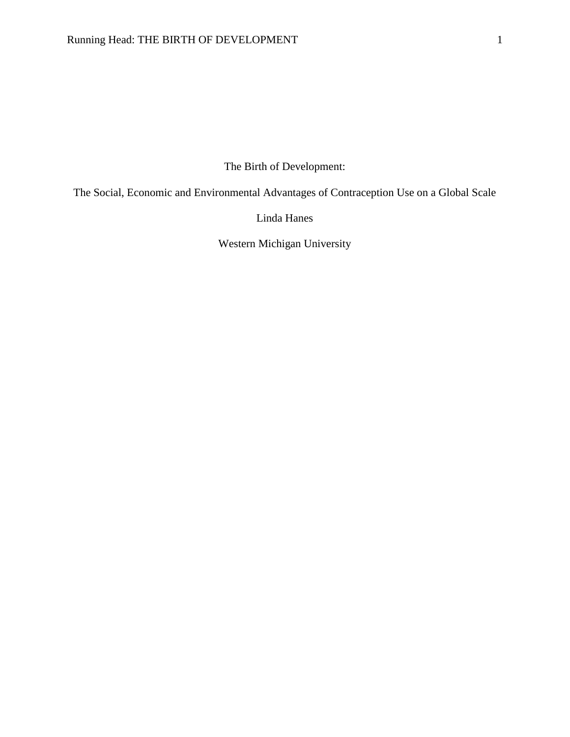The Birth of Development:

The Social, Economic and Environmental Advantages of Contraception Use on a Global Scale

Linda Hanes

Western Michigan University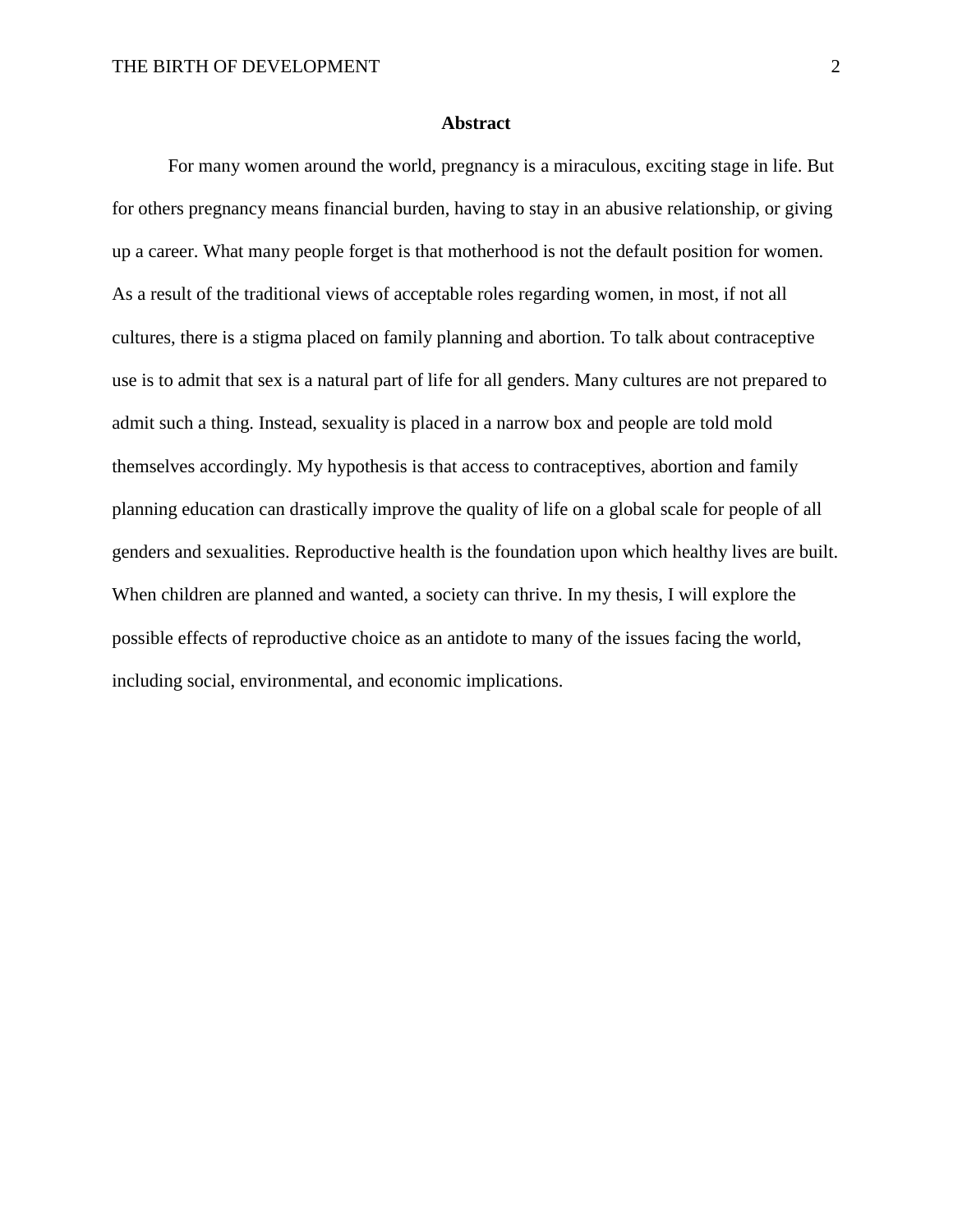## Abstract

For many women around the world, pregnancy is a miraculous, exciting stage in life. But for others pregnancy means financial burden, having to stay in an abusive relationship, or giving up a career. What many people forget is that motherhood is not the default position for women. As a result of the traditional views of acceptable roles regarding women, in most, if not all cultures, there is a stigma placed on family planning and abortion. To talk about contraceptive use is to admit that sex is a natural part of life for all genders. Many cultures are not prepared to admit such a thing. Instead, sexuality is placed in a narrow box and people are told mold themselves accordingly. My hypothesis is that access to contraceptives, abortion and family planning education can drastically improve the quality of life on a global scale for people of all genders and sexualities. Reproductive health is the foundation upon which healthy lives are built. When children are planned and wanted, a society can thrive. In my thesis, I will explore the possible effects of reproductive choice as an antidote to many of the issues facing the world, including social, environmental, and economic implications.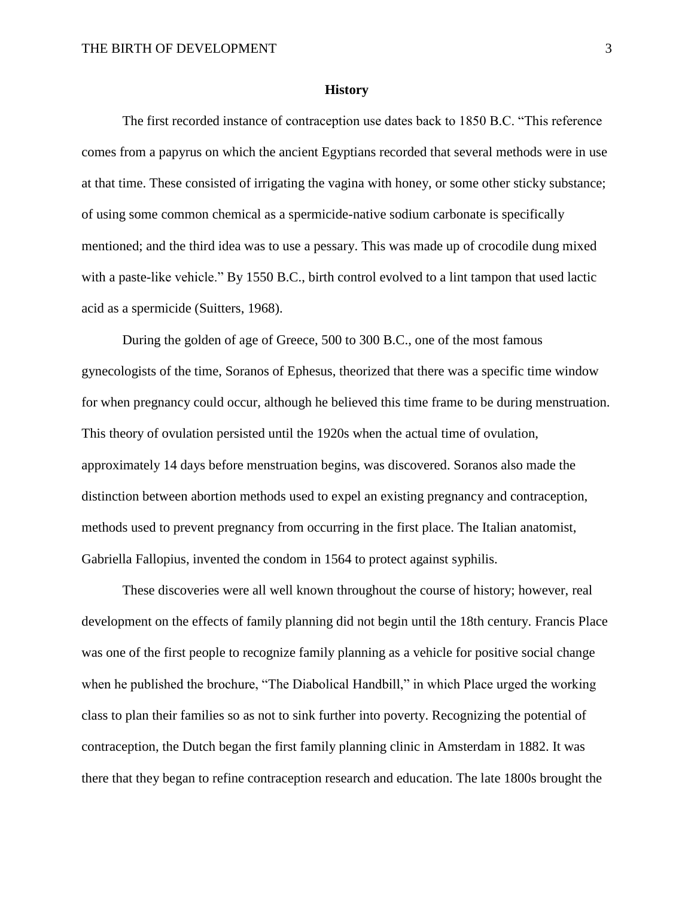## History

The first recorded instance of contraception use dates back to 1850 B.C. "This reference comes from a papyrus on which the ancient Egyptians recorded that several methods were in use at that time. These consisted of irrigating the vagina with honey, or some other sticky substance; of using some common chemical as a spermicide-native sodium carbonate is specifically mentioned; and the third idea was to use a pessary. This was made up of crocodile dung mixed with a paste-like vehicle." By 1550 B.C., birth control evolved to a lint tampon that used lactic acid as a spermicide (Suitters, 1968).

During the golden of age of Greece, 500 to 300 B.C., one of the most famous gynecologists of the time, Soranos of Ephesus, theorized that there was a specific time window for when pregnancy could occur, although he believed this time frame to be during menstruation. This theory of ovulation persisted until the 1920s when the actual time of ovulation, approximately 14 days before menstruation begins, was discovered. Soranos also made the distinction between abortion methods used to expel an existing pregnancy and contraception, methods used to prevent pregnancy from occurring in the first place. The Italian anatomist, Gabriella Fallopius, invented the condom in 1564 to protect against syphilis.

These discoveries were all well known throughout the course of history; however, real development on the effects of family planning did not begin until the 18th century. Francis Place was one of the first people to recognize family planning as a vehicle for positive social change when he published the brochure, "The Diabolical Handbill," in which Place urged the working class to plan their families so as not to sink further into poverty. Recognizing the potential of contraception, the Dutch began the first family planning clinic in Amsterdam in 1882. It was there that they began to refine contraception research and education. The late 1800s brought the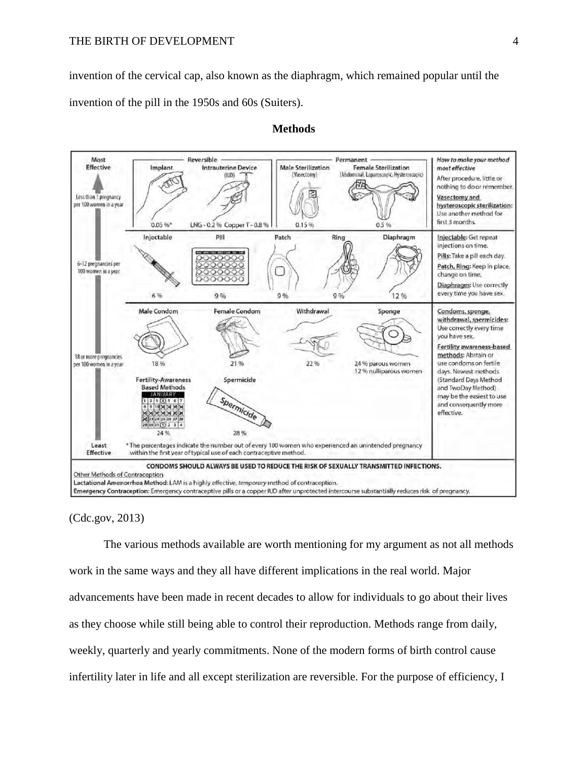invention of the cervical cap, also known as the diaphragm, which remained popular until the invention of the pill in the 1950s and 60s (Suiters).

## Methods

| Effectiveness | Method | Typical use failure rate* | How to make your method most effective |
|---|---|---|---|
| **Most Effective** — Less than 1 pregnancy per 100 women in a year | Implant (Reversible) | 0.05 %* | After procedure, little or nothing to do or remember. **Vasectomy and hysteroscopic sterilization:** Use another method for first 3 months. |
| | Intrauterine Device (IUD) (Reversible) | LNG - 0.2 % Copper T - 0.8 % | |
| | Male Sterilization (Vasectomy) (Permanent) | 0.15 % | |
| | Female Sterilization (Abdominal, Laparoscopic, Hysteroscopic) (Permanent) | 0.5 % | |
| 6-12 pregnancies per 100 women in a year | Injectable | 6 % | **Injectable:** Get repeat injections on time. **Pills:** Take a pill each day. **Patch, Ring:** Keep in place, change on time. **Diaphragm:** Use correctly every time you have sex. |
| | Pill | 9 % | |
| | Patch | 9 % | |
| | Ring | 9 % | |
| | Diaphragm | 12 % | |
| **Least Effective** — 18 or more pregnancies per 100 women in a year | Male Condom | 18 % | **Condoms, sponge, withdrawal, spermicides:** Use correctly every time you have sex. **Fertility awareness-based methods:** Abstain or use condoms on fertile days. Newest methods (Standard Days Method and TwoDay Method) may be the easiest to use and consequently more effective. |
| | Female Condom | 21 % | |
| | Withdrawal | 22 % | |
| | Sponge | 24 % parous women, 12 % nulliparous women | |
| | Fertility-Awareness Based Methods | 24 % | |
| | Spermicide | 28 % | |

\* The percentages indicate the number out of every 100 women who experienced an unintended pregnancy within the first year of typical use of each contraceptive method.

**CONDOMS SHOULD ALWAYS BE USED TO REDUCE THE RISK OF SEXUALLY TRANSMITTED INFECTIONS.**

Other Methods of Contraception

**Lactational Amenorrhea Method:** LAM is a highly effective, *temporary* method of contraception.

**Emergency Contraception:** Emergency contraceptive pills or a copper IUD after unprotected intercourse substantially reduces risk of pregnancy.

(Cdc.gov, 2013)

The various methods available are worth mentioning for my argument as not all methods work in the same ways and they all have different implications in the real world. Major advancements have been made in recent decades to allow for individuals to go about their lives as they choose while still being able to control their reproduction. Methods range from daily, weekly, quarterly and yearly commitments. None of the modern forms of birth control cause infertility later in life and all except sterilization are reversible. For the purpose of efficiency, I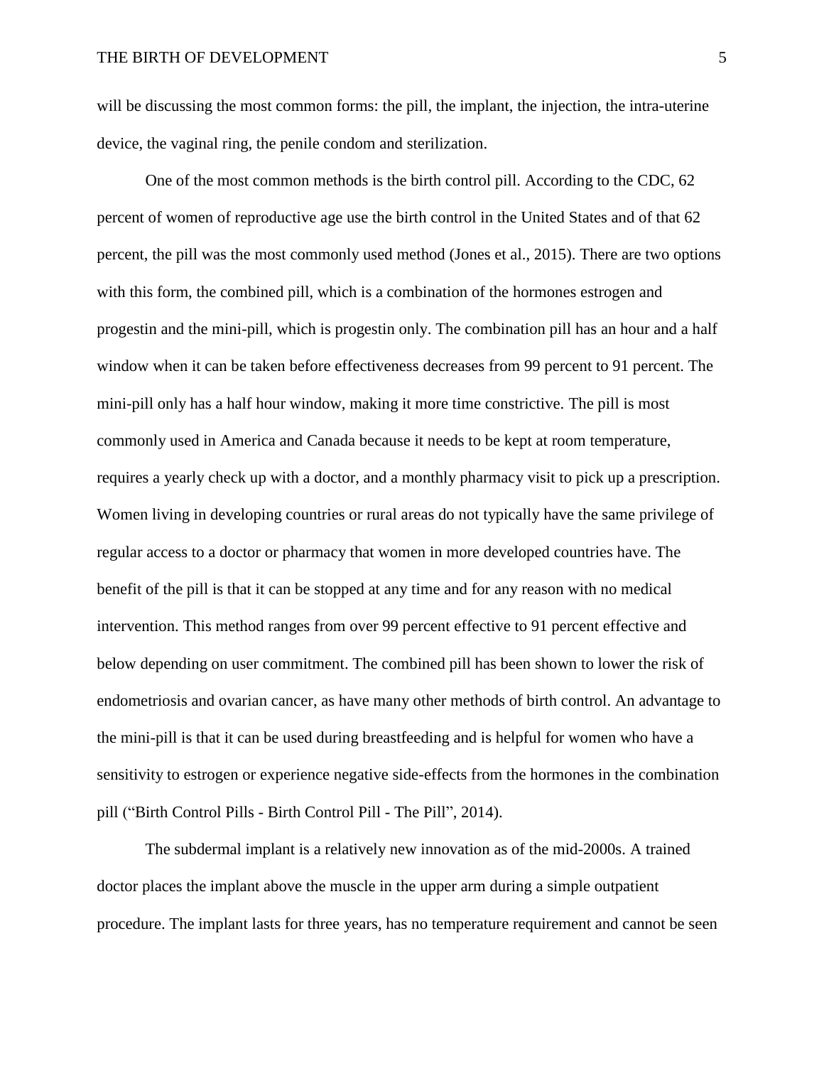will be discussing the most common forms: the pill, the implant, the injection, the intra-uterine device, the vaginal ring, the penile condom and sterilization.

One of the most common methods is the birth control pill. According to the CDC, 62 percent of women of reproductive age use the birth control in the United States and of that 62 percent, the pill was the most commonly used method (Jones et al., 2015). There are two options with this form, the combined pill, which is a combination of the hormones estrogen and progestin and the mini-pill, which is progestin only. The combination pill has an hour and a half window when it can be taken before effectiveness decreases from 99 percent to 91 percent. The mini-pill only has a half hour window, making it more time constrictive. The pill is most commonly used in America and Canada because it needs to be kept at room temperature, requires a yearly check up with a doctor, and a monthly pharmacy visit to pick up a prescription. Women living in developing countries or rural areas do not typically have the same privilege of regular access to a doctor or pharmacy that women in more developed countries have. The benefit of the pill is that it can be stopped at any time and for any reason with no medical intervention. This method ranges from over 99 percent effective to 91 percent effective and below depending on user commitment. The combined pill has been shown to lower the risk of endometriosis and ovarian cancer, as have many other methods of birth control. An advantage to the mini-pill is that it can be used during breastfeeding and is helpful for women who have a sensitivity to estrogen or experience negative side-effects from the hormones in the combination pill ("Birth Control Pills - Birth Control Pill - The Pill", 2014).

The subdermal implant is a relatively new innovation as of the mid-2000s. A trained doctor places the implant above the muscle in the upper arm during a simple outpatient procedure. The implant lasts for three years, has no temperature requirement and cannot be seen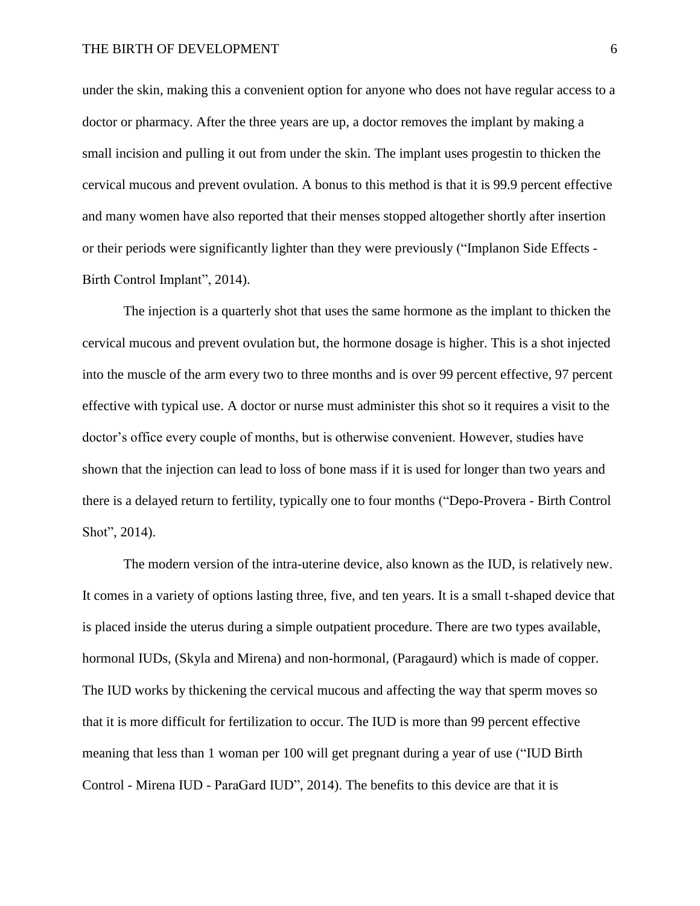under the skin, making this a convenient option for anyone who does not have regular access to a doctor or pharmacy. After the three years are up, a doctor removes the implant by making a small incision and pulling it out from under the skin. The implant uses progestin to thicken the cervical mucous and prevent ovulation. A bonus to this method is that it is 99.9 percent effective and many women have also reported that their menses stopped altogether shortly after insertion or their periods were significantly lighter than they were previously ("Implanon Side Effects - Birth Control Implant", 2014).

The injection is a quarterly shot that uses the same hormone as the implant to thicken the cervical mucous and prevent ovulation but, the hormone dosage is higher. This is a shot injected into the muscle of the arm every two to three months and is over 99 percent effective, 97 percent effective with typical use. A doctor or nurse must administer this shot so it requires a visit to the doctor's office every couple of months, but is otherwise convenient. However, studies have shown that the injection can lead to loss of bone mass if it is used for longer than two years and there is a delayed return to fertility, typically one to four months ("Depo-Provera - Birth Control Shot", 2014).

The modern version of the intra-uterine device, also known as the IUD, is relatively new. It comes in a variety of options lasting three, five, and ten years. It is a small t-shaped device that is placed inside the uterus during a simple outpatient procedure. There are two types available, hormonal IUDs, (Skyla and Mirena) and non-hormonal, (Paragaurd) which is made of copper. The IUD works by thickening the cervical mucous and affecting the way that sperm moves so that it is more difficult for fertilization to occur. The IUD is more than 99 percent effective meaning that less than 1 woman per 100 will get pregnant during a year of use ("IUD Birth Control - Mirena IUD - ParaGard IUD", 2014). The benefits to this device are that it is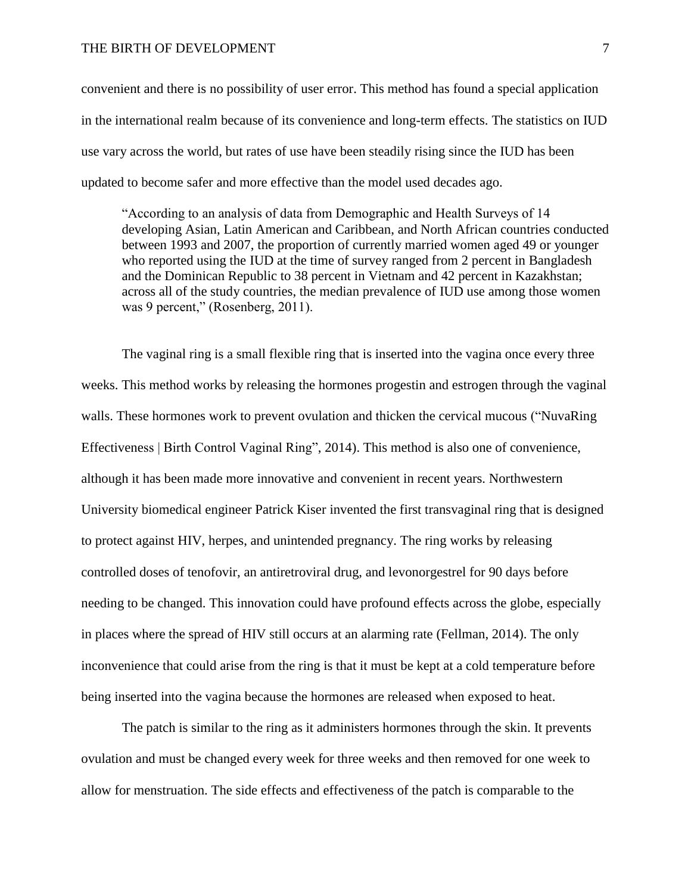convenient and there is no possibility of user error. This method has found a special application in the international realm because of its convenience and long-term effects. The statistics on IUD use vary across the world, but rates of use have been steadily rising since the IUD has been updated to become safer and more effective than the model used decades ago.

> "According to an analysis of data from Demographic and Health Surveys of 14 developing Asian, Latin American and Caribbean, and North African countries conducted between 1993 and 2007, the proportion of currently married women aged 49 or younger who reported using the IUD at the time of survey ranged from 2 percent in Bangladesh and the Dominican Republic to 38 percent in Vietnam and 42 percent in Kazakhstan; across all of the study countries, the median prevalence of IUD use among those women was 9 percent," (Rosenberg, 2011).

The vaginal ring is a small flexible ring that is inserted into the vagina once every three weeks. This method works by releasing the hormones progestin and estrogen through the vaginal walls. These hormones work to prevent ovulation and thicken the cervical mucous ("NuvaRing Effectiveness | Birth Control Vaginal Ring", 2014). This method is also one of convenience, although it has been made more innovative and convenient in recent years. Northwestern University biomedical engineer Patrick Kiser invented the first transvaginal ring that is designed to protect against HIV, herpes, and unintended pregnancy. The ring works by releasing controlled doses of tenofovir, an antiretroviral drug, and levonorgestrel for 90 days before needing to be changed. This innovation could have profound effects across the globe, especially in places where the spread of HIV still occurs at an alarming rate (Fellman, 2014). The only inconvenience that could arise from the ring is that it must be kept at a cold temperature before being inserted into the vagina because the hormones are released when exposed to heat.

The patch is similar to the ring as it administers hormones through the skin. It prevents ovulation and must be changed every week for three weeks and then removed for one week to allow for menstruation. The side effects and effectiveness of the patch is comparable to the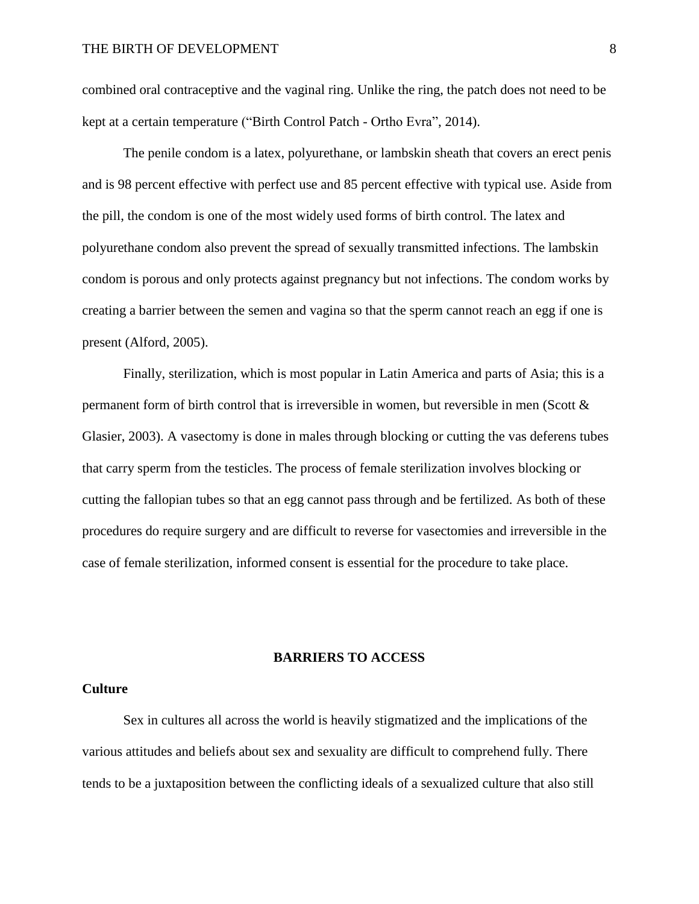combined oral contraceptive and the vaginal ring. Unlike the ring, the patch does not need to be kept at a certain temperature ("Birth Control Patch - Ortho Evra", 2014).

The penile condom is a latex, polyurethane, or lambskin sheath that covers an erect penis and is 98 percent effective with perfect use and 85 percent effective with typical use. Aside from the pill, the condom is one of the most widely used forms of birth control. The latex and polyurethane condom also prevent the spread of sexually transmitted infections. The lambskin condom is porous and only protects against pregnancy but not infections. The condom works by creating a barrier between the semen and vagina so that the sperm cannot reach an egg if one is present (Alford, 2005).

Finally, sterilization, which is most popular in Latin America and parts of Asia; this is a permanent form of birth control that is irreversible in women, but reversible in men (Scott & Glasier, 2003). A vasectomy is done in males through blocking or cutting the vas deferens tubes that carry sperm from the testicles. The process of female sterilization involves blocking or cutting the fallopian tubes so that an egg cannot pass through and be fertilized. As both of these procedures do require surgery and are difficult to reverse for vasectomies and irreversible in the case of female sterilization, informed consent is essential for the procedure to take place.

## BARRIERS TO ACCESS

### Culture

Sex in cultures all across the world is heavily stigmatized and the implications of the various attitudes and beliefs about sex and sexuality are difficult to comprehend fully. There tends to be a juxtaposition between the conflicting ideals of a sexualized culture that also still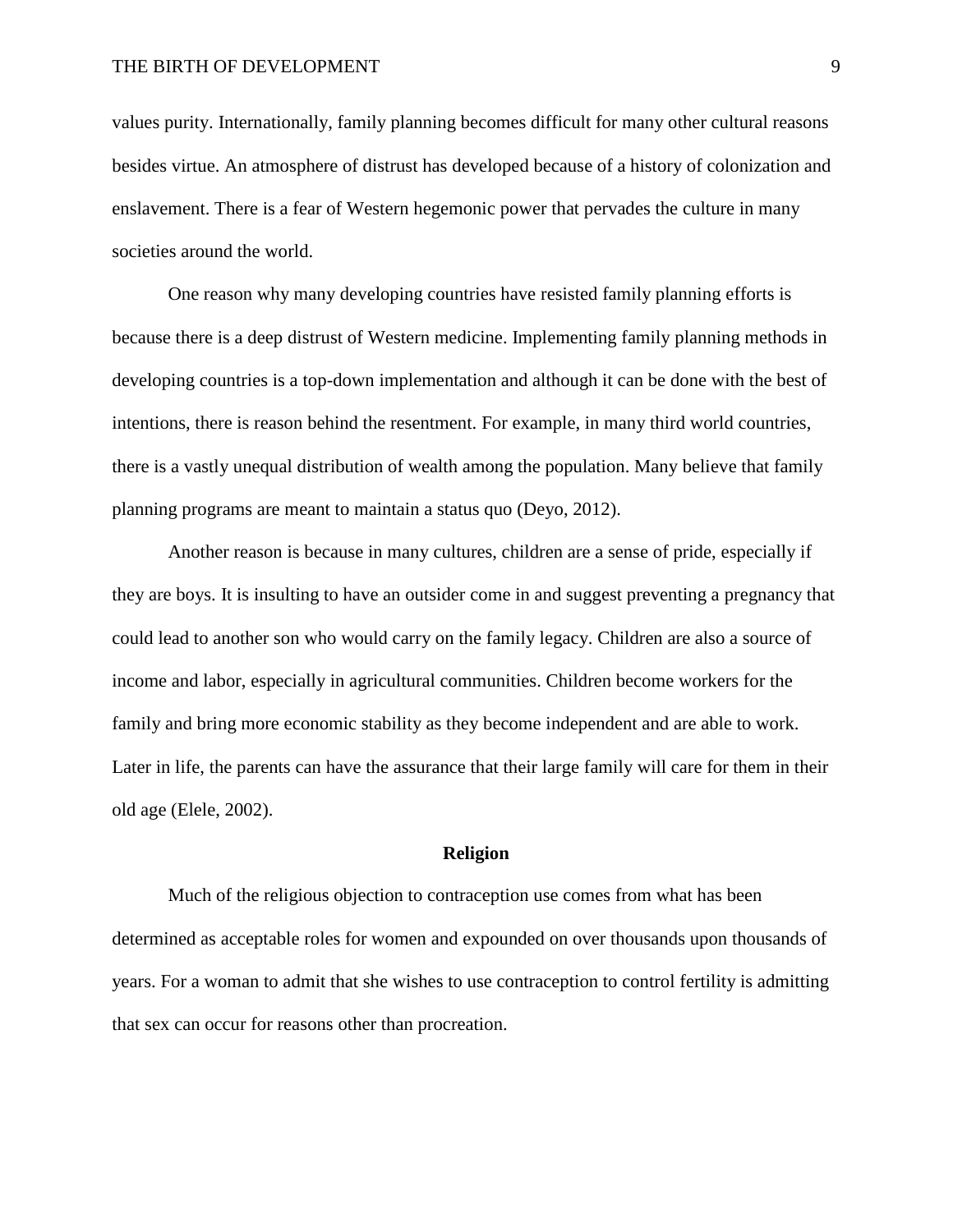values purity. Internationally, family planning becomes difficult for many other cultural reasons besides virtue. An atmosphere of distrust has developed because of a history of colonization and enslavement. There is a fear of Western hegemonic power that pervades the culture in many societies around the world.

One reason why many developing countries have resisted family planning efforts is because there is a deep distrust of Western medicine. Implementing family planning methods in developing countries is a top-down implementation and although it can be done with the best of intentions, there is reason behind the resentment. For example, in many third world countries, there is a vastly unequal distribution of wealth among the population. Many believe that family planning programs are meant to maintain a status quo (Deyo, 2012).

Another reason is because in many cultures, children are a sense of pride, especially if they are boys. It is insulting to have an outsider come in and suggest preventing a pregnancy that could lead to another son who would carry on the family legacy. Children are also a source of income and labor, especially in agricultural communities. Children become workers for the family and bring more economic stability as they become independent and are able to work. Later in life, the parents can have the assurance that their large family will care for them in their old age (Elele, 2002).

## Religion

Much of the religious objection to contraception use comes from what has been determined as acceptable roles for women and expounded on over thousands upon thousands of years. For a woman to admit that she wishes to use contraception to control fertility is admitting that sex can occur for reasons other than procreation.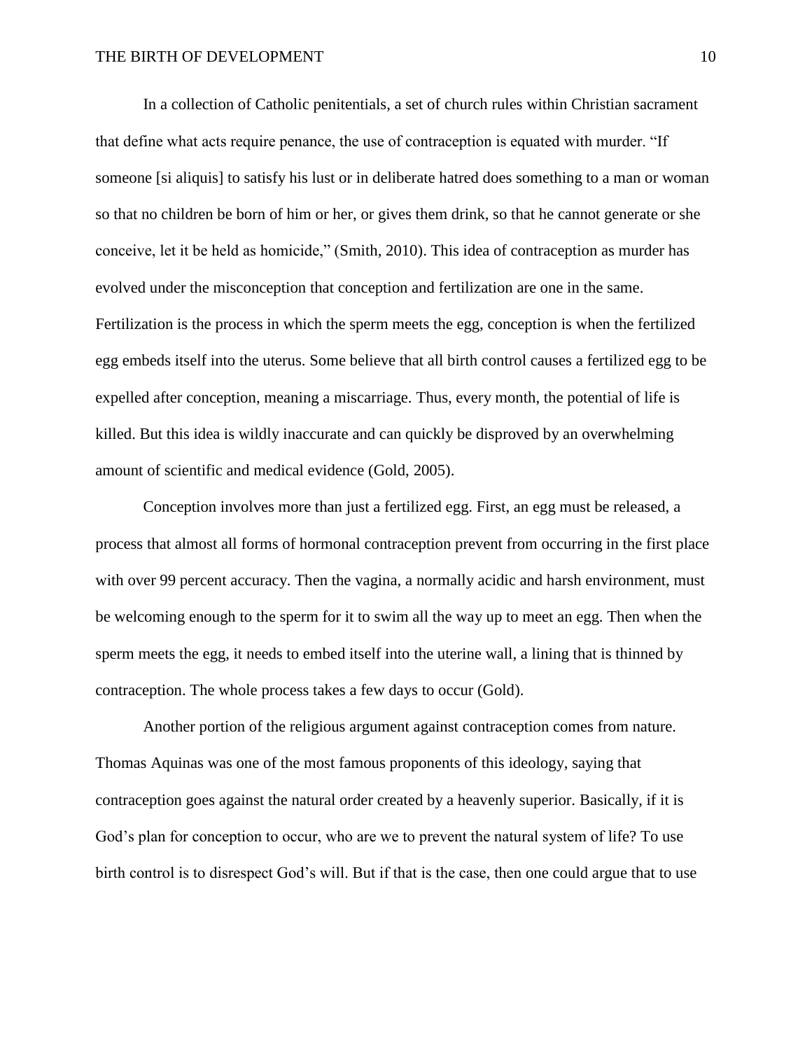In a collection of Catholic penitentials, a set of church rules within Christian sacrament that define what acts require penance, the use of contraception is equated with murder. "If someone [si aliquis] to satisfy his lust or in deliberate hatred does something to a man or woman so that no children be born of him or her, or gives them drink, so that he cannot generate or she conceive, let it be held as homicide," (Smith, 2010). This idea of contraception as murder has evolved under the misconception that conception and fertilization are one in the same. Fertilization is the process in which the sperm meets the egg, conception is when the fertilized egg embeds itself into the uterus. Some believe that all birth control causes a fertilized egg to be expelled after conception, meaning a miscarriage. Thus, every month, the potential of life is killed. But this idea is wildly inaccurate and can quickly be disproved by an overwhelming amount of scientific and medical evidence (Gold, 2005).

Conception involves more than just a fertilized egg. First, an egg must be released, a process that almost all forms of hormonal contraception prevent from occurring in the first place with over 99 percent accuracy. Then the vagina, a normally acidic and harsh environment, must be welcoming enough to the sperm for it to swim all the way up to meet an egg. Then when the sperm meets the egg, it needs to embed itself into the uterine wall, a lining that is thinned by contraception. The whole process takes a few days to occur (Gold).

Another portion of the religious argument against contraception comes from nature. Thomas Aquinas was one of the most famous proponents of this ideology, saying that contraception goes against the natural order created by a heavenly superior. Basically, if it is God's plan for conception to occur, who are we to prevent the natural system of life? To use birth control is to disrespect God's will. But if that is the case, then one could argue that to use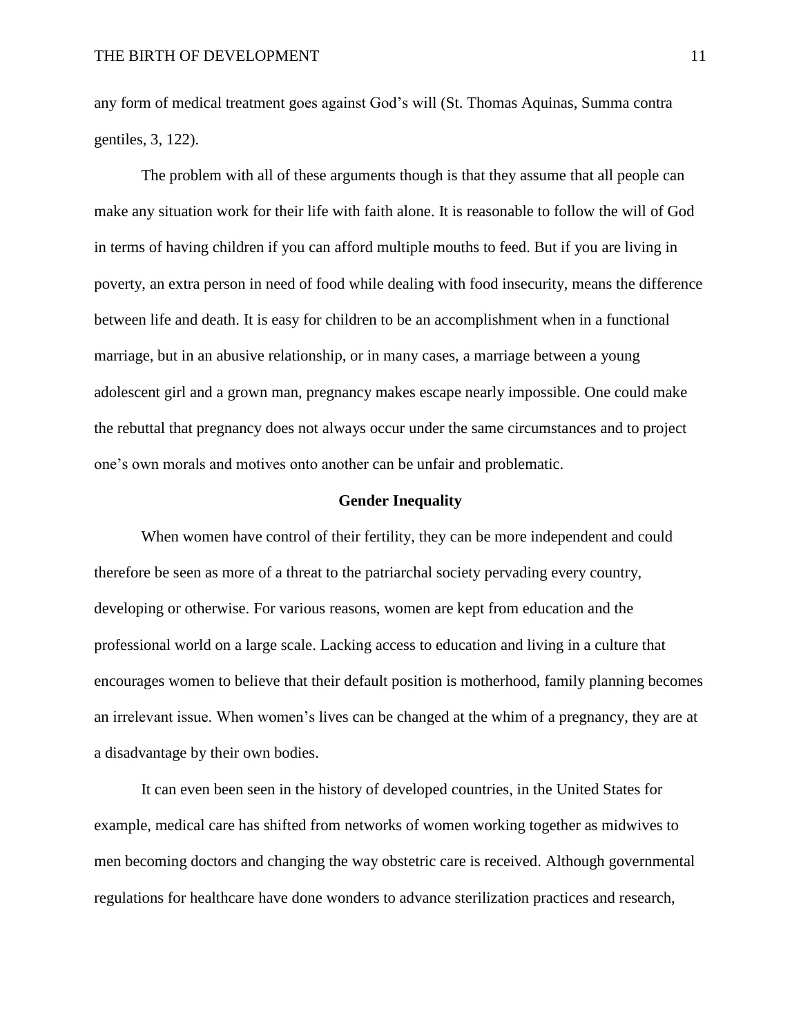any form of medical treatment goes against God's will (St. Thomas Aquinas, Summa contra gentiles, 3, 122).

The problem with all of these arguments though is that they assume that all people can make any situation work for their life with faith alone. It is reasonable to follow the will of God in terms of having children if you can afford multiple mouths to feed. But if you are living in poverty, an extra person in need of food while dealing with food insecurity, means the difference between life and death. It is easy for children to be an accomplishment when in a functional marriage, but in an abusive relationship, or in many cases, a marriage between a young adolescent girl and a grown man, pregnancy makes escape nearly impossible. One could make the rebuttal that pregnancy does not always occur under the same circumstances and to project one's own morals and motives onto another can be unfair and problematic.

## Gender Inequality

When women have control of their fertility, they can be more independent and could therefore be seen as more of a threat to the patriarchal society pervading every country, developing or otherwise. For various reasons, women are kept from education and the professional world on a large scale. Lacking access to education and living in a culture that encourages women to believe that their default position is motherhood, family planning becomes an irrelevant issue. When women's lives can be changed at the whim of a pregnancy, they are at a disadvantage by their own bodies.

It can even been seen in the history of developed countries, in the United States for example, medical care has shifted from networks of women working together as midwives to men becoming doctors and changing the way obstetric care is received. Although governmental regulations for healthcare have done wonders to advance sterilization practices and research,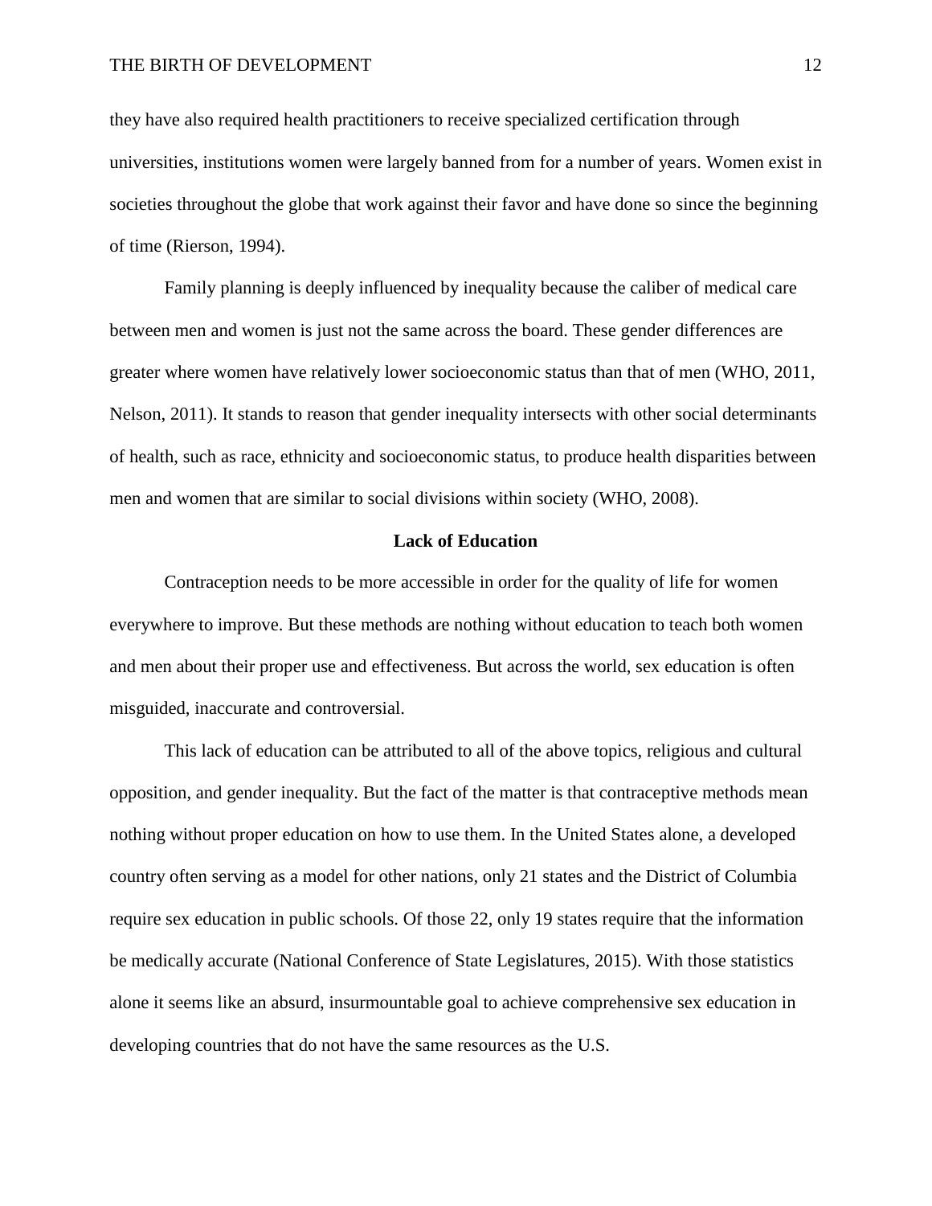they have also required health practitioners to receive specialized certification through universities, institutions women were largely banned from for a number of years. Women exist in societies throughout the globe that work against their favor and have done so since the beginning of time (Rierson, 1994).

Family planning is deeply influenced by inequality because the caliber of medical care between men and women is just not the same across the board. These gender differences are greater where women have relatively lower socioeconomic status than that of men (WHO, 2011, Nelson, 2011). It stands to reason that gender inequality intersects with other social determinants of health, such as race, ethnicity and socioeconomic status, to produce health disparities between men and women that are similar to social divisions within society (WHO, 2008).

## Lack of Education

Contraception needs to be more accessible in order for the quality of life for women everywhere to improve. But these methods are nothing without education to teach both women and men about their proper use and effectiveness. But across the world, sex education is often misguided, inaccurate and controversial.

This lack of education can be attributed to all of the above topics, religious and cultural opposition, and gender inequality. But the fact of the matter is that contraceptive methods mean nothing without proper education on how to use them. In the United States alone, a developed country often serving as a model for other nations, only 21 states and the District of Columbia require sex education in public schools. Of those 22, only 19 states require that the information be medically accurate (National Conference of State Legislatures, 2015). With those statistics alone it seems like an absurd, insurmountable goal to achieve comprehensive sex education in developing countries that do not have the same resources as the U.S.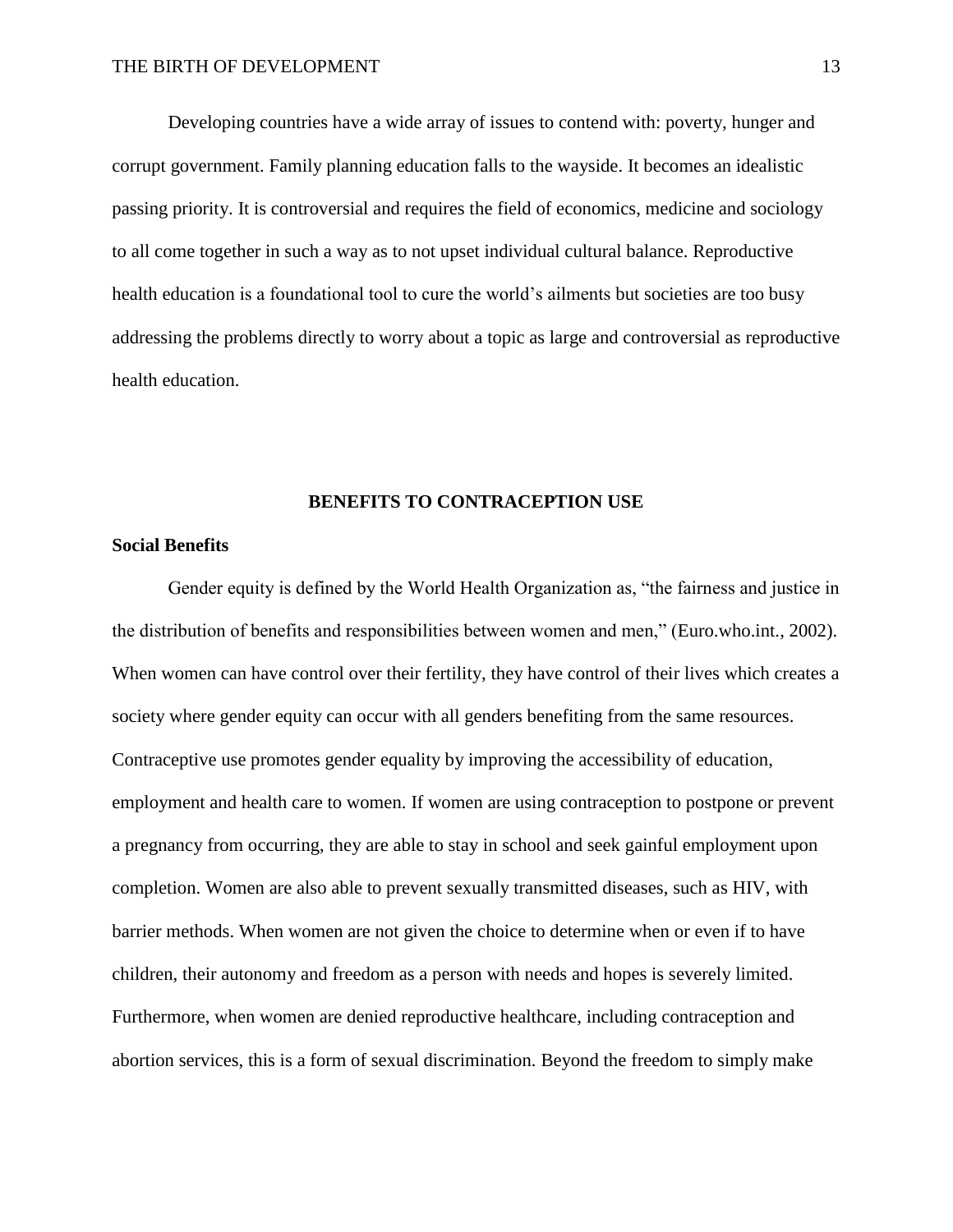Developing countries have a wide array of issues to contend with: poverty, hunger and corrupt government. Family planning education falls to the wayside. It becomes an idealistic passing priority. It is controversial and requires the field of economics, medicine and sociology to all come together in such a way as to not upset individual cultural balance. Reproductive health education is a foundational tool to cure the world's ailments but societies are too busy addressing the problems directly to worry about a topic as large and controversial as reproductive health education.

## BENEFITS TO CONTRACEPTION USE

### Social Benefits

Gender equity is defined by the World Health Organization as, "the fairness and justice in the distribution of benefits and responsibilities between women and men," (Euro.who.int., 2002). When women can have control over their fertility, they have control of their lives which creates a society where gender equity can occur with all genders benefiting from the same resources. Contraceptive use promotes gender equality by improving the accessibility of education, employment and health care to women. If women are using contraception to postpone or prevent a pregnancy from occurring, they are able to stay in school and seek gainful employment upon completion. Women are also able to prevent sexually transmitted diseases, such as HIV, with barrier methods. When women are not given the choice to determine when or even if to have children, their autonomy and freedom as a person with needs and hopes is severely limited. Furthermore, when women are denied reproductive healthcare, including contraception and abortion services, this is a form of sexual discrimination. Beyond the freedom to simply make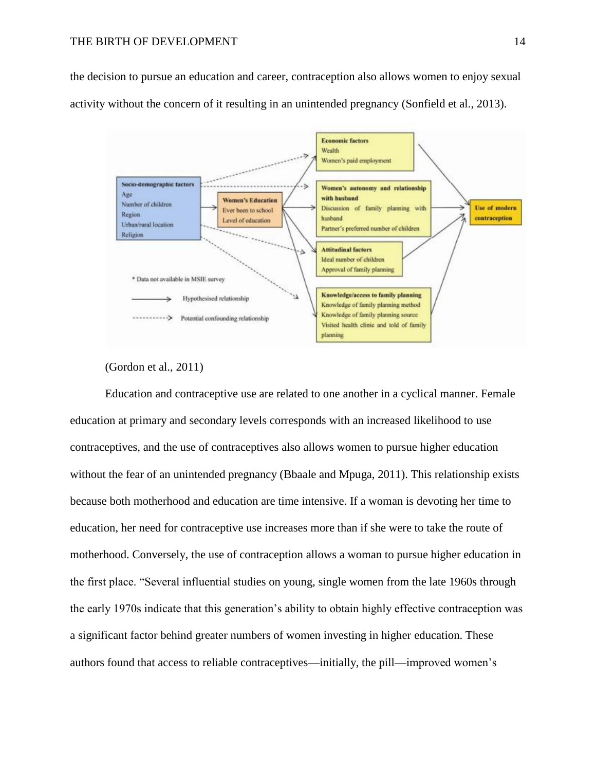the decision to pursue an education and career, contraception also allows women to enjoy sexual activity without the concern of it resulting in an unintended pregnancy (Sonfield et al., 2013).

(Gordon et al., 2011)

Education and contraceptive use are related to one another in a cyclical manner. Female education at primary and secondary levels corresponds with an increased likelihood to use contraceptives, and the use of contraceptives also allows women to pursue higher education without the fear of an unintended pregnancy (Bbaale and Mpuga, 2011). This relationship exists because both motherhood and education are time intensive. If a woman is devoting her time to education, her need for contraceptive use increases more than if she were to take the route of motherhood. Conversely, the use of contraception allows a woman to pursue higher education in the first place. "Several influential studies on young, single women from the late 1960s through the early 1970s indicate that this generation's ability to obtain highly effective contraception was a significant factor behind greater numbers of women investing in higher education. These authors found that access to reliable contraceptives—initially, the pill—improved women's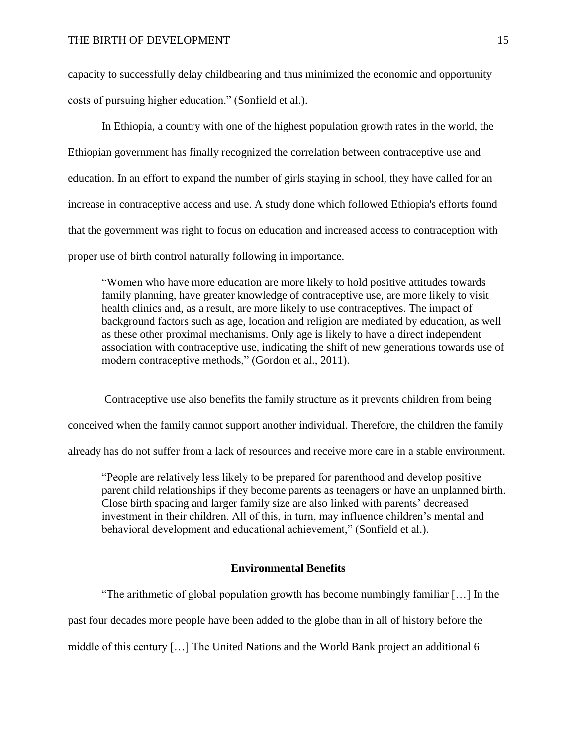capacity to successfully delay childbearing and thus minimized the economic and opportunity costs of pursuing higher education." (Sonfield et al.).

In Ethiopia, a country with one of the highest population growth rates in the world, the Ethiopian government has finally recognized the correlation between contraceptive use and education. In an effort to expand the number of girls staying in school, they have called for an increase in contraceptive access and use. A study done which followed Ethiopia's efforts found that the government was right to focus on education and increased access to contraception with proper use of birth control naturally following in importance.

> "Women who have more education are more likely to hold positive attitudes towards family planning, have greater knowledge of contraceptive use, are more likely to visit health clinics and, as a result, are more likely to use contraceptives. The impact of background factors such as age, location and religion are mediated by education, as well as these other proximal mechanisms. Only age is likely to have a direct independent association with contraceptive use, indicating the shift of new generations towards use of modern contraceptive methods," (Gordon et al., 2011).

Contraceptive use also benefits the family structure as it prevents children from being conceived when the family cannot support another individual. Therefore, the children the family already has do not suffer from a lack of resources and receive more care in a stable environment.

> "People are relatively less likely to be prepared for parenthood and develop positive parent child relationships if they become parents as teenagers or have an unplanned birth. Close birth spacing and larger family size are also linked with parents' decreased investment in their children. All of this, in turn, may influence children's mental and behavioral development and educational achievement," (Sonfield et al.).

## Environmental Benefits

"The arithmetic of global population growth has become numbingly familiar […] In the past four decades more people have been added to the globe than in all of history before the middle of this century […] The United Nations and the World Bank project an additional 6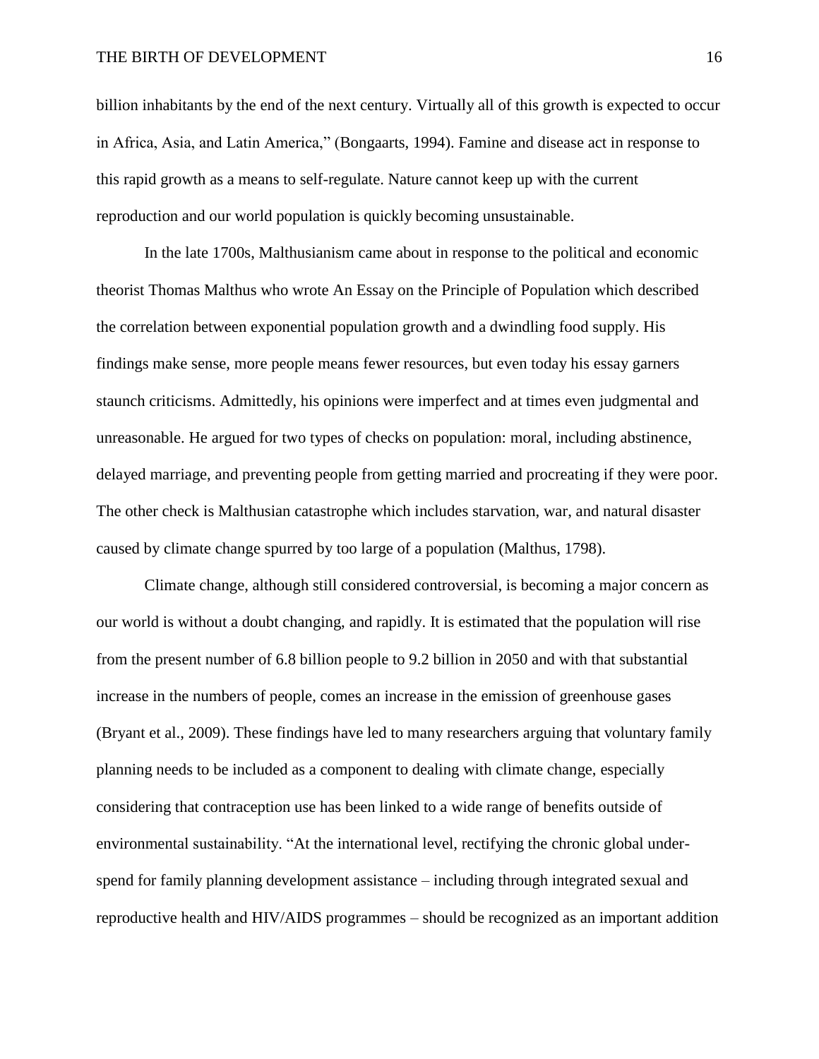billion inhabitants by the end of the next century. Virtually all of this growth is expected to occur in Africa, Asia, and Latin America," (Bongaarts, 1994). Famine and disease act in response to this rapid growth as a means to self-regulate. Nature cannot keep up with the current reproduction and our world population is quickly becoming unsustainable.

In the late 1700s, Malthusianism came about in response to the political and economic theorist Thomas Malthus who wrote An Essay on the Principle of Population which described the correlation between exponential population growth and a dwindling food supply. His findings make sense, more people means fewer resources, but even today his essay garners staunch criticisms. Admittedly, his opinions were imperfect and at times even judgmental and unreasonable. He argued for two types of checks on population: moral, including abstinence, delayed marriage, and preventing people from getting married and procreating if they were poor. The other check is Malthusian catastrophe which includes starvation, war, and natural disaster caused by climate change spurred by too large of a population (Malthus, 1798).

Climate change, although still considered controversial, is becoming a major concern as our world is without a doubt changing, and rapidly. It is estimated that the population will rise from the present number of 6.8 billion people to 9.2 billion in 2050 and with that substantial increase in the numbers of people, comes an increase in the emission of greenhouse gases (Bryant et al., 2009). These findings have led to many researchers arguing that voluntary family planning needs to be included as a component to dealing with climate change, especially considering that contraception use has been linked to a wide range of benefits outside of environmental sustainability. "At the international level, rectifying the chronic global under-spend for family planning development assistance – including through integrated sexual and reproductive health and HIV/AIDS programmes – should be recognized as an important addition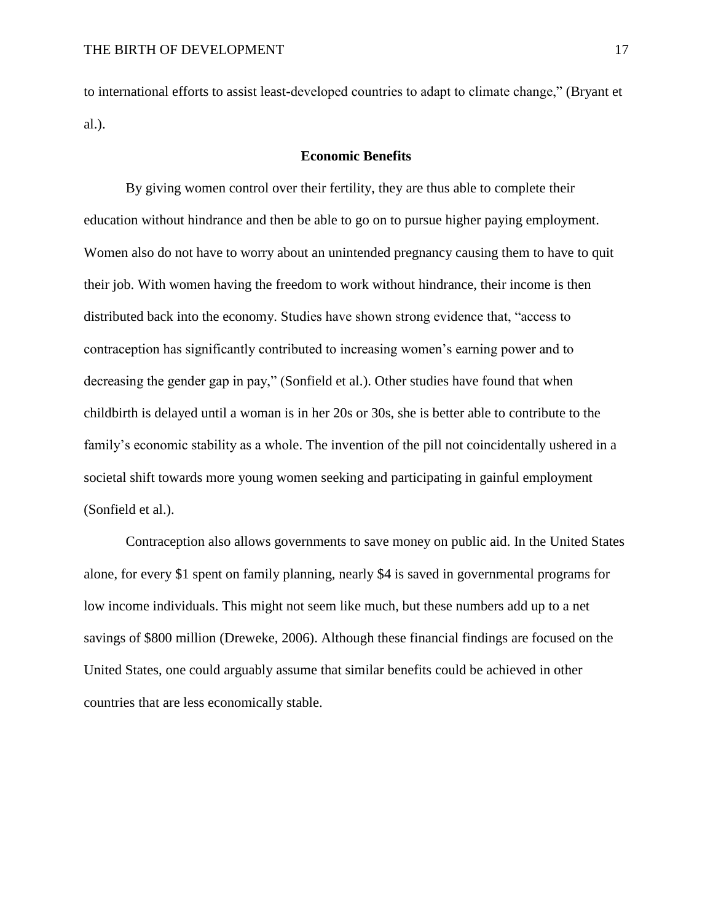to international efforts to assist least-developed countries to adapt to climate change," (Bryant et al.).

## Economic Benefits

By giving women control over their fertility, they are thus able to complete their education without hindrance and then be able to go on to pursue higher paying employment. Women also do not have to worry about an unintended pregnancy causing them to have to quit their job. With women having the freedom to work without hindrance, their income is then distributed back into the economy. Studies have shown strong evidence that, "access to contraception has significantly contributed to increasing women's earning power and to decreasing the gender gap in pay," (Sonfield et al.). Other studies have found that when childbirth is delayed until a woman is in her 20s or 30s, she is better able to contribute to the family's economic stability as a whole. The invention of the pill not coincidentally ushered in a societal shift towards more young women seeking and participating in gainful employment (Sonfield et al.).

Contraception also allows governments to save money on public aid. In the United States alone, for every $1 spent on family planning, nearly $4 is saved in governmental programs for low income individuals. This might not seem like much, but these numbers add up to a net savings of $800 million (Dreweke, 2006). Although these financial findings are focused on the United States, one could arguably assume that similar benefits could be achieved in other countries that are less economically stable.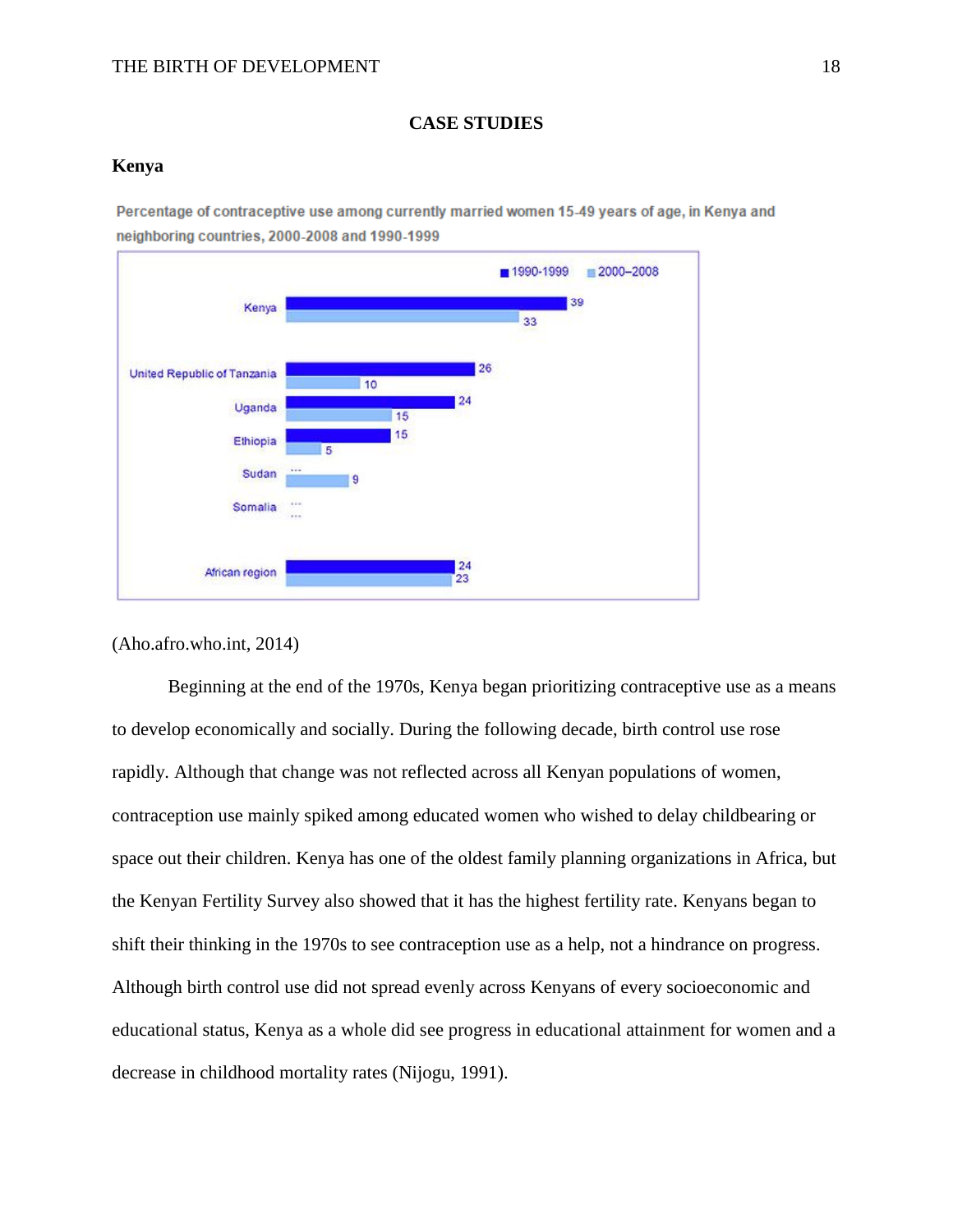## CASE STUDIES

### Kenya

Percentage of contraceptive use among currently married women 15-49 years of age, in Kenya and neighboring countries, 2000-2008 and 1990-1999

| | 1990-1999 | 2000–2008 |
|---|---|---|
| Kenya | 39 | 33 |
| United Republic of Tanzania | 26 | 10 |
| Uganda | 24 | 15 |
| Ethiopia | 15 | 5 |
| Sudan | ... | 9 |
| Somalia | ... | ... |
| African region | 24 | 23 |

(Aho.afro.who.int, 2014)

Beginning at the end of the 1970s, Kenya began prioritizing contraceptive use as a means to develop economically and socially. During the following decade, birth control use rose rapidly. Although that change was not reflected across all Kenyan populations of women, contraception use mainly spiked among educated women who wished to delay childbearing or space out their children. Kenya has one of the oldest family planning organizations in Africa, but the Kenyan Fertility Survey also showed that it has the highest fertility rate. Kenyans began to shift their thinking in the 1970s to see contraception use as a help, not a hindrance on progress. Although birth control use did not spread evenly across Kenyans of every socioeconomic and educational status, Kenya as a whole did see progress in educational attainment for women and a decrease in childhood mortality rates (Nijogu, 1991).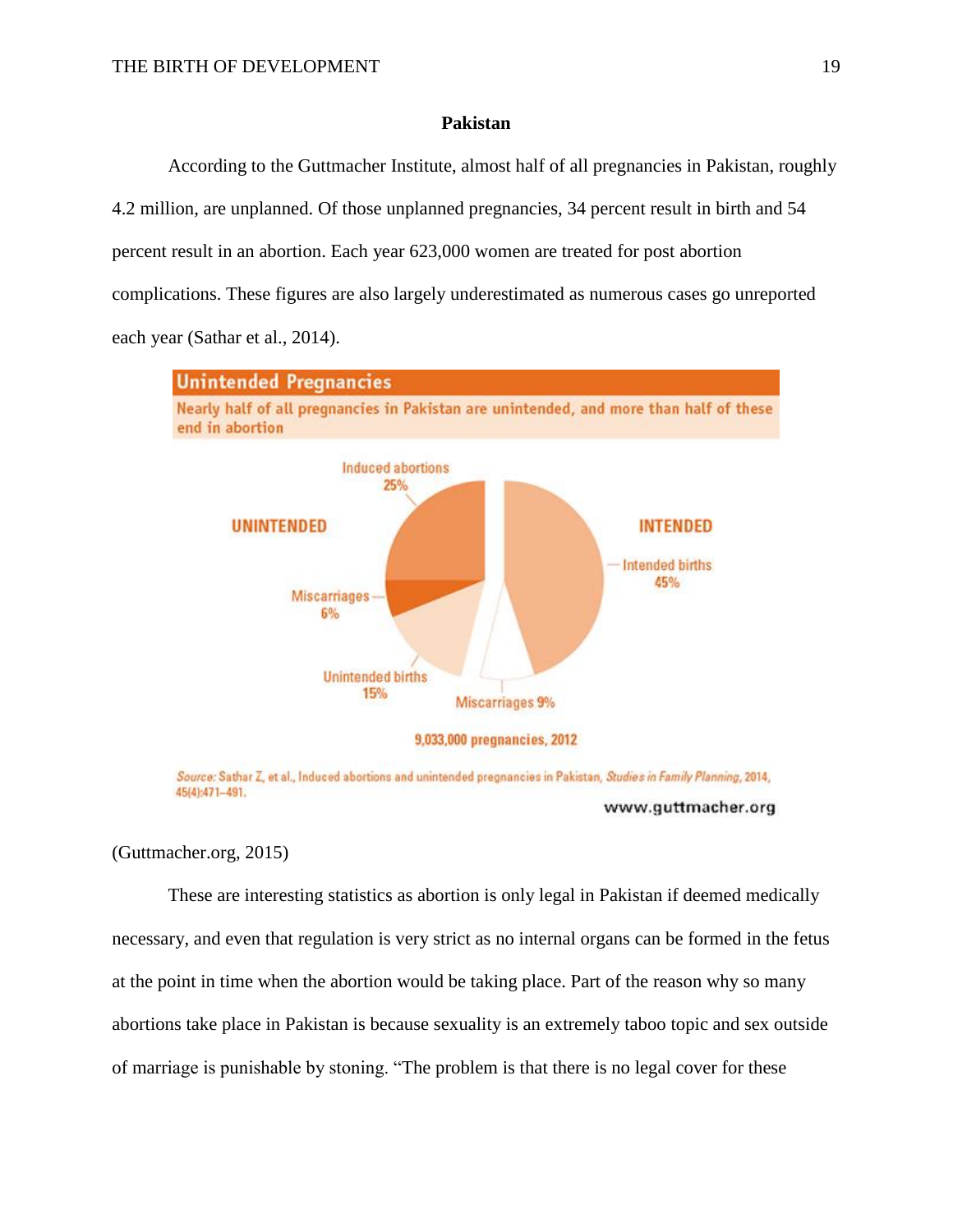## Pakistan

According to the Guttmacher Institute, almost half of all pregnancies in Pakistan, roughly 4.2 million, are unplanned. Of those unplanned pregnancies, 34 percent result in birth and 54 percent result in an abortion. Each year 623,000 women are treated for post abortion complications. These figures are also largely underestimated as numerous cases go unreported each year (Sathar et al., 2014).

**Unintended Pregnancies**

Nearly half of all pregnancies in Pakistan are unintended, and more than half of these end in abortion

UNINTENDED: Induced abortions 25%; Miscarriages 6%; Unintended births 15%

INTENDED: Intended births 45%; Miscarriages 9%

9,033,000 pregnancies, 2012

*Source:* Sathar Z, et al., Induced abortions and unintended pregnancies in Pakistan, *Studies in Family Planning*, 2014, 45(4):471–491.

www.guttmacher.org

(Guttmacher.org, 2015)

These are interesting statistics as abortion is only legal in Pakistan if deemed medically necessary, and even that regulation is very strict as no internal organs can be formed in the fetus at the point in time when the abortion would be taking place. Part of the reason why so many abortions take place in Pakistan is because sexuality is an extremely taboo topic and sex outside of marriage is punishable by stoning. "The problem is that there is no legal cover for these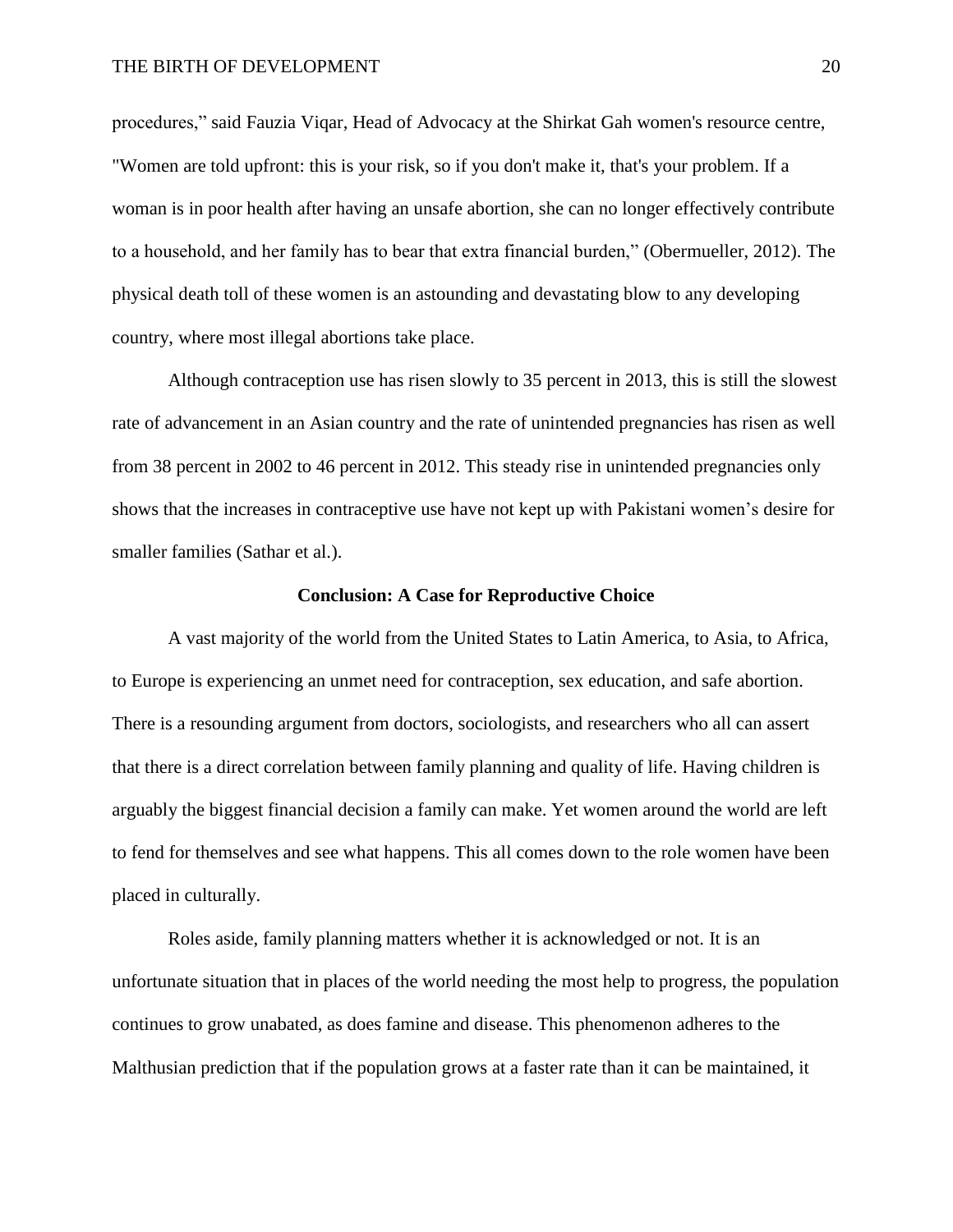procedures," said Fauzia Viqar, Head of Advocacy at the Shirkat Gah women's resource centre, "Women are told upfront: this is your risk, so if you don't make it, that's your problem. If a woman is in poor health after having an unsafe abortion, she can no longer effectively contribute to a household, and her family has to bear that extra financial burden," (Obermueller, 2012). The physical death toll of these women is an astounding and devastating blow to any developing country, where most illegal abortions take place.

Although contraception use has risen slowly to 35 percent in 2013, this is still the slowest rate of advancement in an Asian country and the rate of unintended pregnancies has risen as well from 38 percent in 2002 to 46 percent in 2012. This steady rise in unintended pregnancies only shows that the increases in contraceptive use have not kept up with Pakistani women's desire for smaller families (Sathar et al.).

## Conclusion: A Case for Reproductive Choice

A vast majority of the world from the United States to Latin America, to Asia, to Africa, to Europe is experiencing an unmet need for contraception, sex education, and safe abortion. There is a resounding argument from doctors, sociologists, and researchers who all can assert that there is a direct correlation between family planning and quality of life. Having children is arguably the biggest financial decision a family can make. Yet women around the world are left to fend for themselves and see what happens. This all comes down to the role women have been placed in culturally.

Roles aside, family planning matters whether it is acknowledged or not. It is an unfortunate situation that in places of the world needing the most help to progress, the population continues to grow unabated, as does famine and disease. This phenomenon adheres to the Malthusian prediction that if the population grows at a faster rate than it can be maintained, it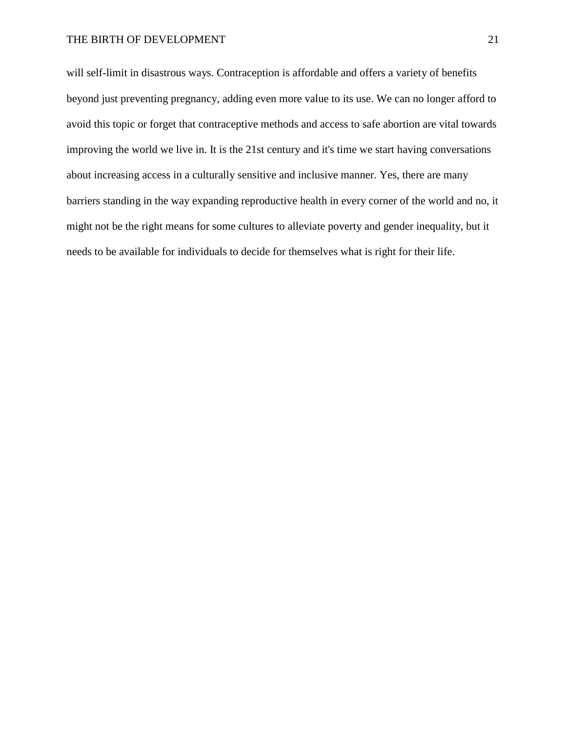will self-limit in disastrous ways. Contraception is affordable and offers a variety of benefits beyond just preventing pregnancy, adding even more value to its use. We can no longer afford to avoid this topic or forget that contraceptive methods and access to safe abortion are vital towards improving the world we live in. It is the 21st century and it's time we start having conversations about increasing access in a culturally sensitive and inclusive manner. Yes, there are many barriers standing in the way expanding reproductive health in every corner of the world and no, it might not be the right means for some cultures to alleviate poverty and gender inequality, but it needs to be available for individuals to decide for themselves what is right for their life.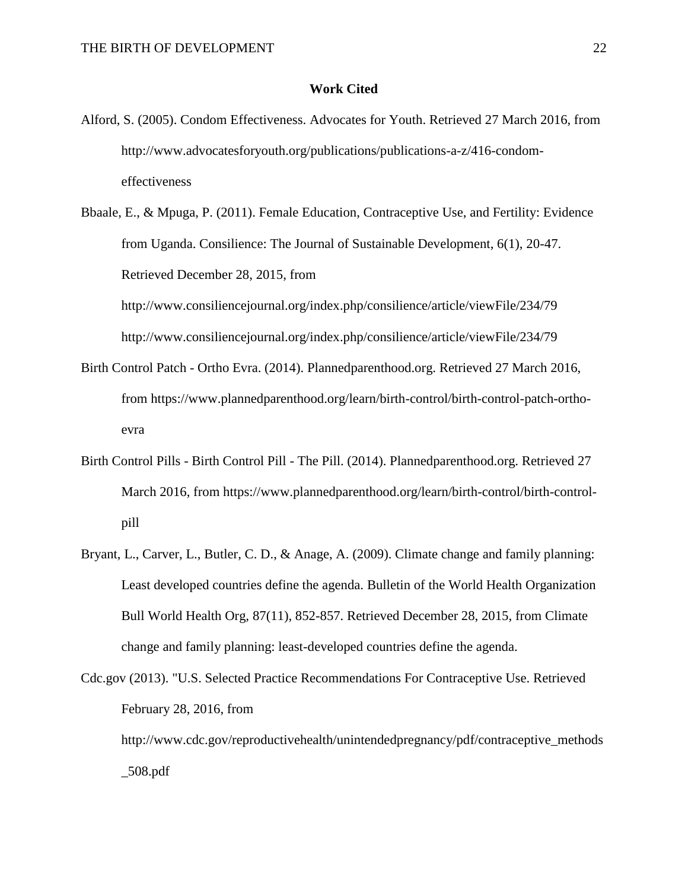## Work Cited

Alford, S. (2005). Condom Effectiveness. Advocates for Youth. Retrieved 27 March 2016, from http://www.advocatesforyouth.org/publications/publications-a-z/416-condom-effectiveness

Bbaale, E., & Mpuga, P. (2011). Female Education, Contraceptive Use, and Fertility: Evidence from Uganda. Consilience: The Journal of Sustainable Development, 6(1), 20-47. Retrieved December 28, 2015, from http://www.consiliencejournal.org/index.php/consilience/article/viewFile/234/79 http://www.consiliencejournal.org/index.php/consilience/article/viewFile/234/79

Birth Control Patch - Ortho Evra. (2014). Plannedparenthood.org. Retrieved 27 March 2016, from https://www.plannedparenthood.org/learn/birth-control/birth-control-patch-ortho-evra

Birth Control Pills - Birth Control Pill - The Pill. (2014). Plannedparenthood.org. Retrieved 27 March 2016, from https://www.plannedparenthood.org/learn/birth-control/birth-control-pill

Bryant, L., Carver, L., Butler, C. D., & Anage, A. (2009). Climate change and family planning: Least developed countries define the agenda. Bulletin of the World Health Organization Bull World Health Org, 87(11), 852-857. Retrieved December 28, 2015, from Climate change and family planning: least-developed countries define the agenda.

Cdc.gov (2013). "U.S. Selected Practice Recommendations For Contraceptive Use. Retrieved February 28, 2016, from http://www.cdc.gov/reproductivehealth/unintendedpregnancy/pdf/contraceptive_methods_508.pdf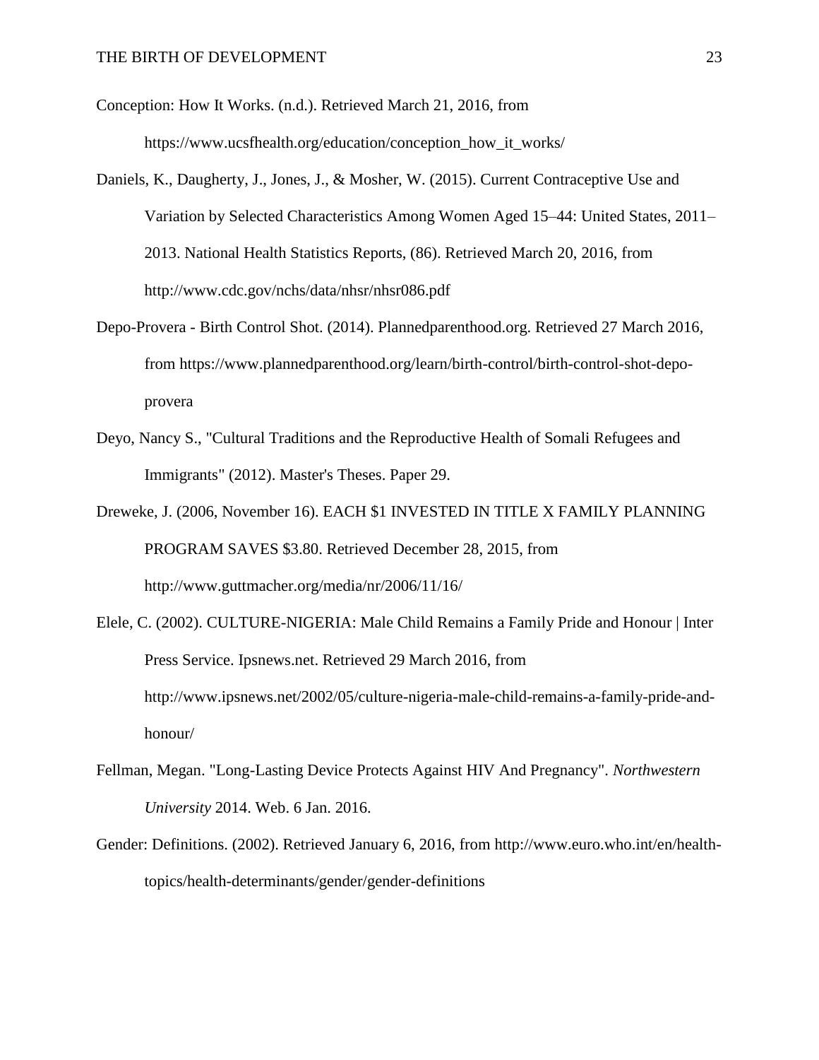Conception: How It Works. (n.d.). Retrieved March 21, 2016, from https://www.ucsfhealth.org/education/conception_how_it_works/

Daniels, K., Daugherty, J., Jones, J., & Mosher, W. (2015). Current Contraceptive Use and Variation by Selected Characteristics Among Women Aged 15–44: United States, 2011–2013. National Health Statistics Reports, (86). Retrieved March 20, 2016, from http://www.cdc.gov/nchs/data/nhsr/nhsr086.pdf

Depo-Provera - Birth Control Shot. (2014). Plannedparenthood.org. Retrieved 27 March 2016, from https://www.plannedparenthood.org/learn/birth-control/birth-control-shot-depo-provera

Deyo, Nancy S., "Cultural Traditions and the Reproductive Health of Somali Refugees and Immigrants" (2012). Master's Theses. Paper 29.

Dreweke, J. (2006, November 16). EACH $1 INVESTED IN TITLE X FAMILY PLANNING PROGRAM SAVES $3.80. Retrieved December 28, 2015, from http://www.guttmacher.org/media/nr/2006/11/16/

Elele, C. (2002). CULTURE-NIGERIA: Male Child Remains a Family Pride and Honour | Inter Press Service. Ipsnews.net. Retrieved 29 March 2016, from http://www.ipsnews.net/2002/05/culture-nigeria-male-child-remains-a-family-pride-and-honour/

Fellman, Megan. "Long-Lasting Device Protects Against HIV And Pregnancy". *Northwestern University* 2014. Web. 6 Jan. 2016.

Gender: Definitions. (2002). Retrieved January 6, 2016, from http://www.euro.who.int/en/health-topics/health-determinants/gender/gender-definitions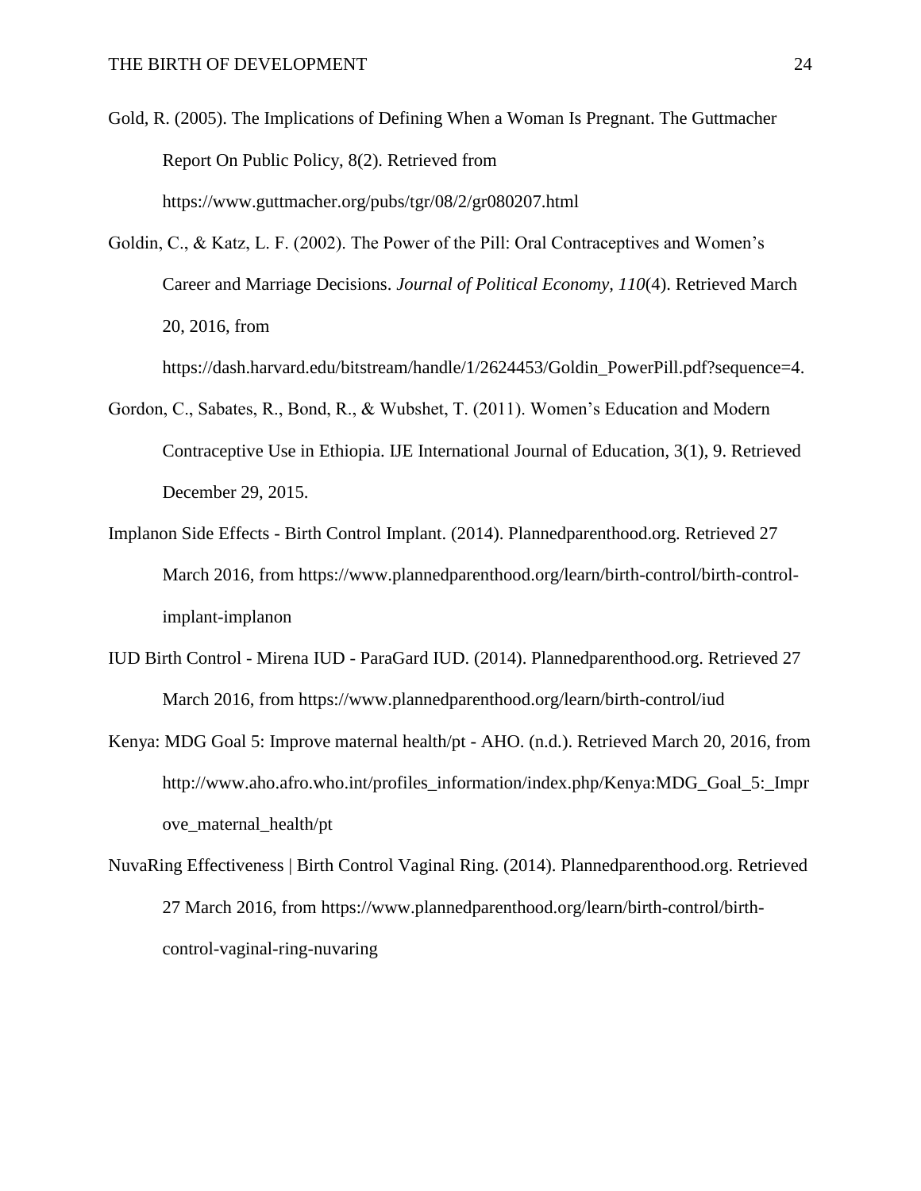Gold, R. (2005). The Implications of Defining When a Woman Is Pregnant. The Guttmacher Report On Public Policy, 8(2). Retrieved from https://www.guttmacher.org/pubs/tgr/08/2/gr080207.html

Goldin, C., & Katz, L. F. (2002). The Power of the Pill: Oral Contraceptives and Women's Career and Marriage Decisions. *Journal of Political Economy, 110*(4). Retrieved March 20, 2016, from https://dash.harvard.edu/bitstream/handle/1/2624453/Goldin_PowerPill.pdf?sequence=4.

Gordon, C., Sabates, R., Bond, R., & Wubshet, T. (2011). Women's Education and Modern Contraceptive Use in Ethiopia. IJE International Journal of Education, 3(1), 9. Retrieved December 29, 2015.

Implanon Side Effects - Birth Control Implant. (2014). Plannedparenthood.org. Retrieved 27 March 2016, from https://www.plannedparenthood.org/learn/birth-control/birth-control-implant-implanon

IUD Birth Control - Mirena IUD - ParaGard IUD. (2014). Plannedparenthood.org. Retrieved 27 March 2016, from https://www.plannedparenthood.org/learn/birth-control/iud

Kenya: MDG Goal 5: Improve maternal health/pt - AHO. (n.d.). Retrieved March 20, 2016, from http://www.aho.afro.who.int/profiles_information/index.php/Kenya:MDG_Goal_5:_Improve_maternal_health/pt

NuvaRing Effectiveness | Birth Control Vaginal Ring. (2014). Plannedparenthood.org. Retrieved 27 March 2016, from https://www.plannedparenthood.org/learn/birth-control/birth-control-vaginal-ring-nuvaring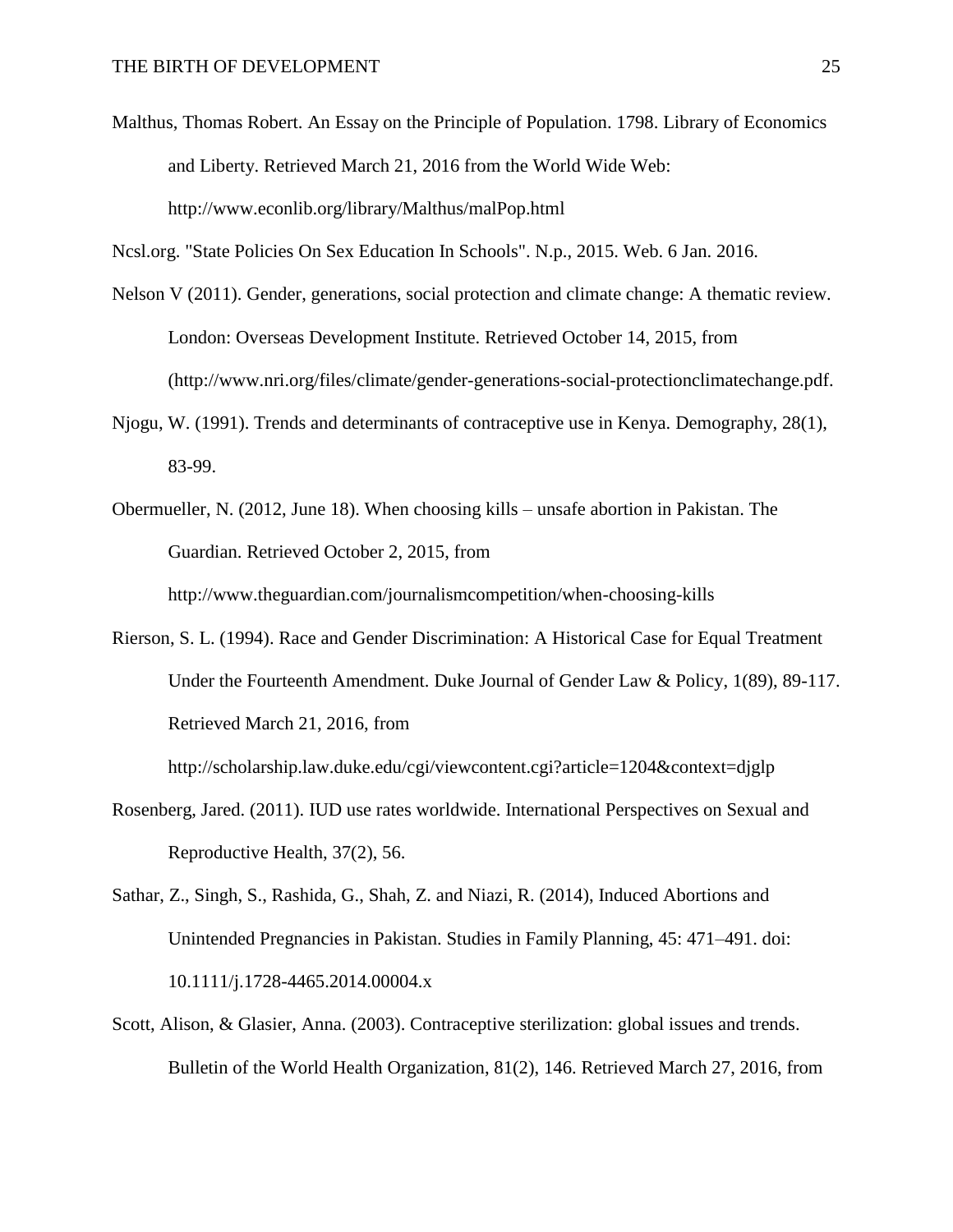Malthus, Thomas Robert. An Essay on the Principle of Population. 1798. Library of Economics and Liberty. Retrieved March 21, 2016 from the World Wide Web: http://www.econlib.org/library/Malthus/malPop.html

Ncsl.org. "State Policies On Sex Education In Schools". N.p., 2015. Web. 6 Jan. 2016.

Nelson V (2011). Gender, generations, social protection and climate change: A thematic review. London: Overseas Development Institute. Retrieved October 14, 2015, from (http://www.nri.org/files/climate/gender-generations-social-protectionclimatechange.pdf.

Njogu, W. (1991). Trends and determinants of contraceptive use in Kenya. Demography, 28(1), 83-99.

Obermueller, N. (2012, June 18). When choosing kills – unsafe abortion in Pakistan. The Guardian. Retrieved October 2, 2015, from http://www.theguardian.com/journalismcompetition/when-choosing-kills

Rierson, S. L. (1994). Race and Gender Discrimination: A Historical Case for Equal Treatment Under the Fourteenth Amendment. Duke Journal of Gender Law & Policy, 1(89), 89-117. Retrieved March 21, 2016, from http://scholarship.law.duke.edu/cgi/viewcontent.cgi?article=1204&context=djglp

Rosenberg, Jared. (2011). IUD use rates worldwide. International Perspectives on Sexual and Reproductive Health, 37(2), 56.

Sathar, Z., Singh, S., Rashida, G., Shah, Z. and Niazi, R. (2014), Induced Abortions and Unintended Pregnancies in Pakistan. Studies in Family Planning, 45: 471–491. doi: 10.1111/j.1728-4465.2014.00004.x

Scott, Alison, & Glasier, Anna. (2003). Contraceptive sterilization: global issues and trends. Bulletin of the World Health Organization, 81(2), 146. Retrieved March 27, 2016, from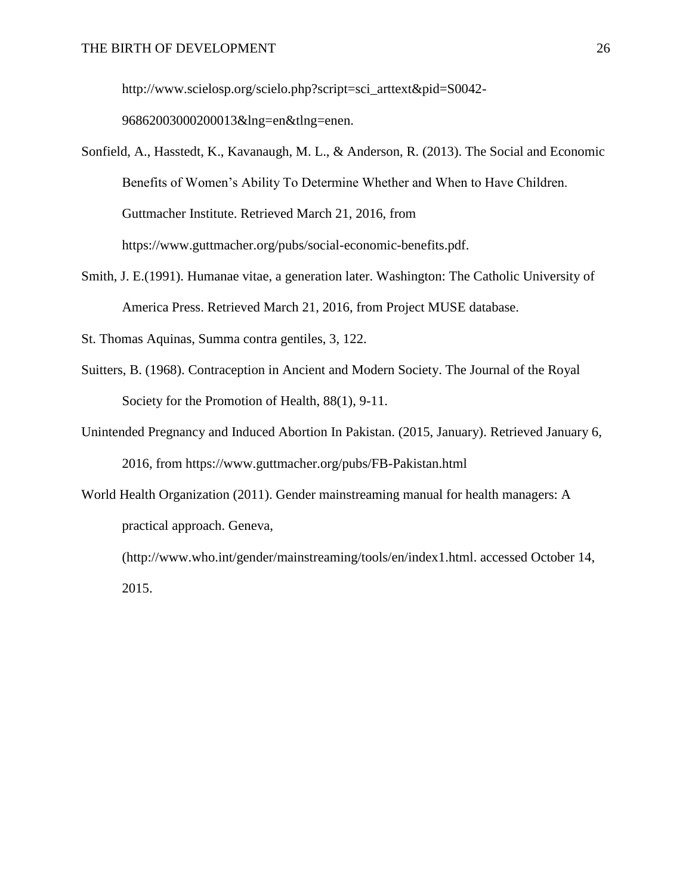http://www.scielosp.org/scielo.php?script=sci_arttext&pid=S0042-96862003000200013&lng=en&tlng=enen.

Sonfield, A., Hasstedt, K., Kavanaugh, M. L., & Anderson, R. (2013). The Social and Economic Benefits of Women's Ability To Determine Whether and When to Have Children. Guttmacher Institute. Retrieved March 21, 2016, from https://www.guttmacher.org/pubs/social-economic-benefits.pdf.

Smith, J. E.(1991). Humanae vitae, a generation later. Washington: The Catholic University of America Press. Retrieved March 21, 2016, from Project MUSE database.

St. Thomas Aquinas, Summa contra gentiles, 3, 122.

Suitters, B. (1968). Contraception in Ancient and Modern Society. The Journal of the Royal Society for the Promotion of Health, 88(1), 9-11.

Unintended Pregnancy and Induced Abortion In Pakistan. (2015, January). Retrieved January 6, 2016, from https://www.guttmacher.org/pubs/FB-Pakistan.html

World Health Organization (2011). Gender mainstreaming manual for health managers: A practical approach. Geneva, (http://www.who.int/gender/mainstreaming/tools/en/index1.html. accessed October 14, 2015.